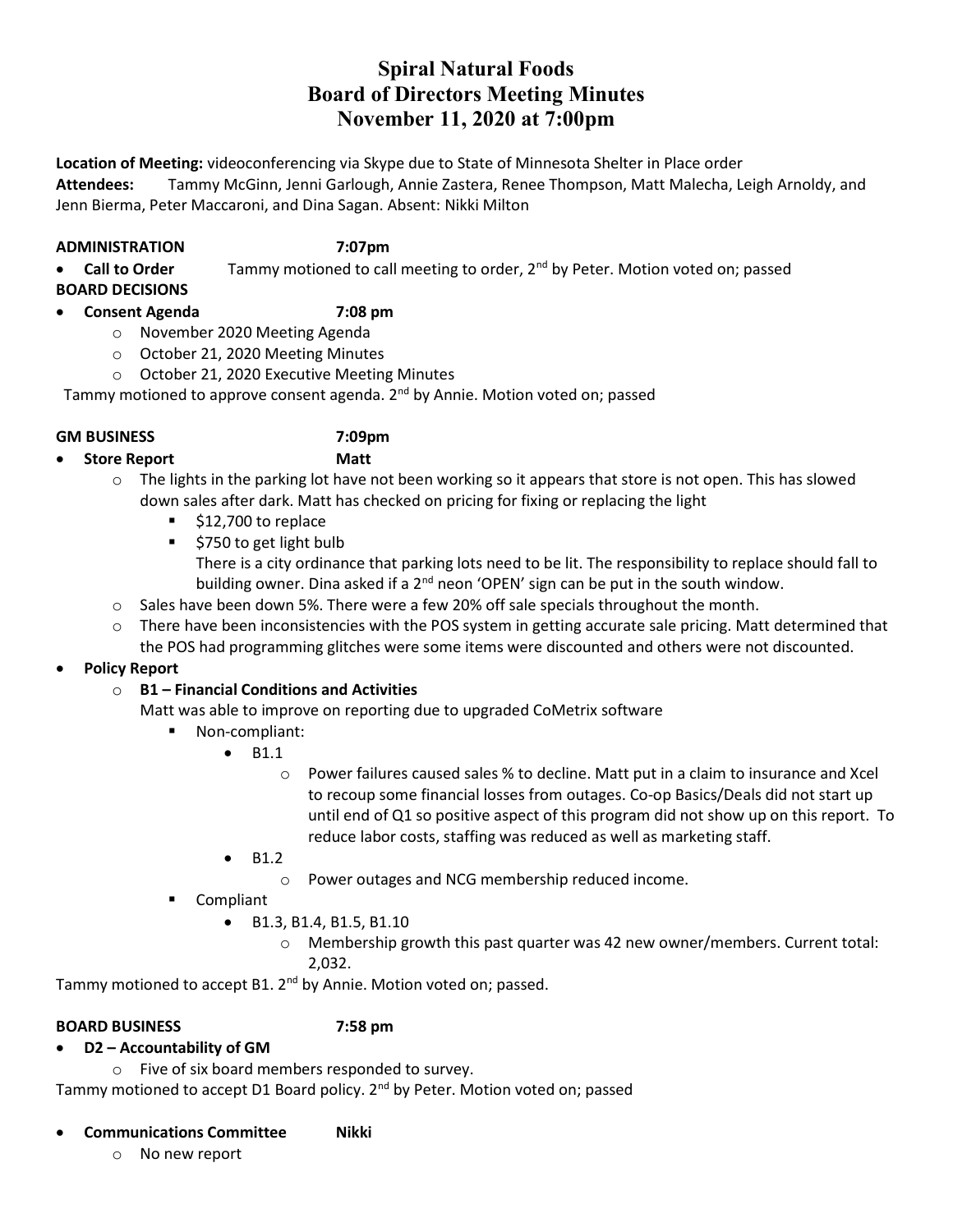# Spiral Natural Foods
# Board of Directors Meeting Minutes
# November 11, 2020 at 7:00pm

**Location of Meeting:** videoconferencing via Skype due to State of Minnesota Shelter in Place order
**Attendees:** Tammy McGinn, Jenni Garlough, Annie Zastera, Renee Thompson, Matt Malecha, Leigh Arnoldy, and Jenn Bierma, Peter Maccaroni, and Dina Sagan. Absent: Nikki Milton

**ADMINISTRATION 7:07pm**

- **Call to Order** Tammy motioned to call meeting to order, 2nd by Peter. Motion voted on; passed

**BOARD DECISIONS**

- **Consent Agenda 7:08 pm**
  - November 2020 Meeting Agenda
  - October 21, 2020 Meeting Minutes
  - October 21, 2020 Executive Meeting Minutes

Tammy motioned to approve consent agenda. 2nd by Annie. Motion voted on; passed

**GM BUSINESS 7:09pm**

- **Store Report Matt**
  - The lights in the parking lot have not been working so it appears that store is not open. This has slowed down sales after dark. Matt has checked on pricing for fixing or replacing the light
    - $12,700 to replace
    - $750 to get light bulb

      There is a city ordinance that parking lots need to be lit. The responsibility to replace should fall to building owner. Dina asked if a 2nd neon 'OPEN' sign can be put in the south window.
  - Sales have been down 5%. There were a few 20% off sale specials throughout the month.
  - There have been inconsistencies with the POS system in getting accurate sale pricing. Matt determined that the POS had programming glitches were some items were discounted and others were not discounted.
- **Policy Report**
  - **B1 – Financial Conditions and Activities**

    Matt was able to improve on reporting due to upgraded CoMetrix software
    - Non-compliant:
      - B1.1
        - Power failures caused sales % to decline. Matt put in a claim to insurance and Xcel to recoup some financial losses from outages. Co-op Basics/Deals did not start up until end of Q1 so positive aspect of this program did not show up on this report. To reduce labor costs, staffing was reduced as well as marketing staff.
      - B1.2
        - Power outages and NCG membership reduced income.
    - Compliant
      - B1.3, B1.4, B1.5, B1.10
        - Membership growth this past quarter was 42 new owner/members. Current total: 2,032.

Tammy motioned to accept B1. 2nd by Annie. Motion voted on; passed.

**BOARD BUSINESS 7:58 pm**

- **D2 – Accountability of GM**
  - Five of six board members responded to survey.

Tammy motioned to accept D1 Board policy. 2nd by Peter. Motion voted on; passed

- **Communications Committee Nikki**
  - No new report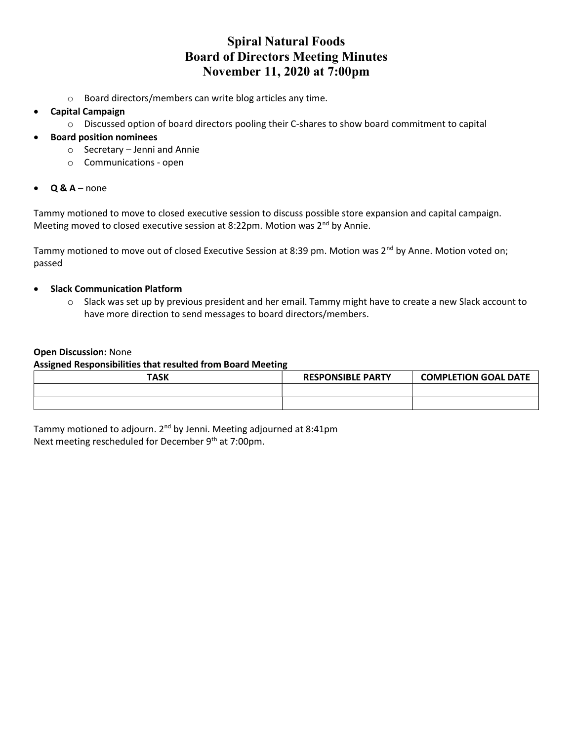# Spiral Natural Foods
## Board of Directors Meeting Minutes
## November 11, 2020 at 7:00pm

  - Board directors/members can write blog articles any time.
- **Capital Campaign**
  - Discussed option of board directors pooling their C-shares to show board commitment to capital
- **Board position nominees**
  - Secretary – Jenni and Annie
  - Communications - open

- **Q & A** – none

Tammy motioned to move to closed executive session to discuss possible store expansion and capital campaign. Meeting moved to closed executive session at 8:22pm. Motion was 2nd by Annie.

Tammy motioned to move out of closed Executive Session at 8:39 pm. Motion was 2nd by Anne. Motion voted on; passed

- **Slack Communication Platform**
  - Slack was set up by previous president and her email. Tammy might have to create a new Slack account to have more direction to send messages to board directors/members.

**Open Discussion:** None

**Assigned Responsibilities that resulted from Board Meeting**

| TASK | RESPONSIBLE PARTY | COMPLETION GOAL DATE |
|---|---|---|
| | | |
| | | |

Tammy motioned to adjourn. 2nd by Jenni. Meeting adjourned at 8:41pm

Next meeting rescheduled for December 9th at 7:00pm.